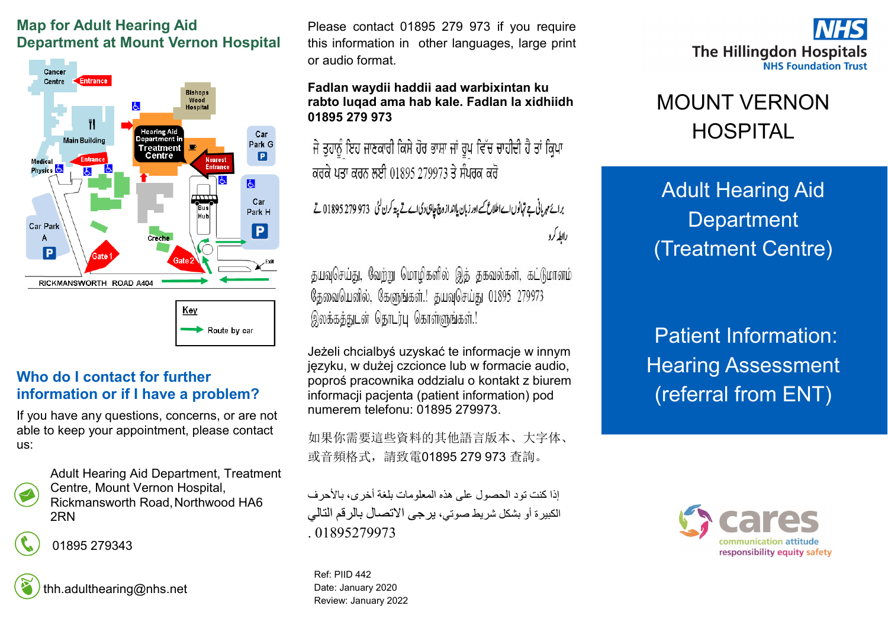## Map for Adult Hearing Aid Department at Mount Vernon Hospital

Cancer Centre
Entrance
Bishops Wood Hospital
Main Building
Hearing Aid Department in Treatment Centre
Car Park G
Medical Physics
Entrance
Nearest Entrance
Bus Hub
Car Park H
Car Park A
Creche
Gate 1
Gate 2
Exit
RICKMANSWORTH ROAD A404

Key
Route by car

## Who do I contact for further information or if I have a problem?

If you have any questions, concerns, or are not able to keep your appointment, please contact us:

Adult Hearing Aid Department, Treatment Centre, Mount Vernon Hospital, Rickmansworth Road, Northwood HA6 2RN

01895 279343

thh.adulthearing@nhs.net

Please contact 01895 279 973 if you require this information in other languages, large print or audio format.

**Fadlan waydii haddii aad warbixintan ku rabto luqad ama hab kale. Fadlan la xidhiidh 01895 279 973**

ਜੇ ਤੁਹਾਨੂੰ ਇਹ ਜਾਣਕਾਰੀ ਕਿਸੇ ਹੋਰ ਭਾਸ਼ਾ ਜਾਂ ਰੂਪ ਵਿੱਚ ਚਾਹੀਦੀ ਹੈ ਤਾਂ ਕ੍ਰਿਪਾ ਕਰਕੇ ਪਤਾ ਕਰਨ ਲਈ 01895 279973 ਤੇ ਸੰਪਰਕ ਕਰੋ

براۓ مہربانی یہ تجاویں اے اطلاع کے اور زبان یا انداز وچ چاہی دی اے تے پتہ کرن لئی 01895 279 973 تے رابطہ کرو

தயவுசெய்து, வேற்று மொழிகளில் இத் தகவல்கள், கட்டுமானம் தேவையெனில், கேளுங்கள்.! தயவுசெய்து 01895 279973 இலக்கத்துடன் தொடர்பு கொள்ளுங்கள்.!

Jeżeli chcialbyś uzyskać te informacje w innym języku, w dużej czcionce lub w formacie audio, poproś pracownika oddzialu o kontakt z biurem informacji pacjenta (patient information) pod numerem telefonu: 01895 279973.

如果你需要這些資料的其他語言版本、大字体、或音頻格式，請致電01895 279 973 查詢。

إذا كنت تود الحصول على هذه المعلومات بلغة أخرى، بالأحرف الكبيرة أو بشكل شريط صوتي، يرجى الاتصال بالرقم التالي 01895279973 .

Ref: PIID 442
Date: January 2020
Review: January 2022

NHS
The Hillingdon Hospitals
NHS Foundation Trust

# MOUNT VERNON HOSPITAL

## Adult Hearing Aid Department (Treatment Centre)

## Patient Information: Hearing Assessment (referral from ENT)

cares
communication attitude responsibility equity safety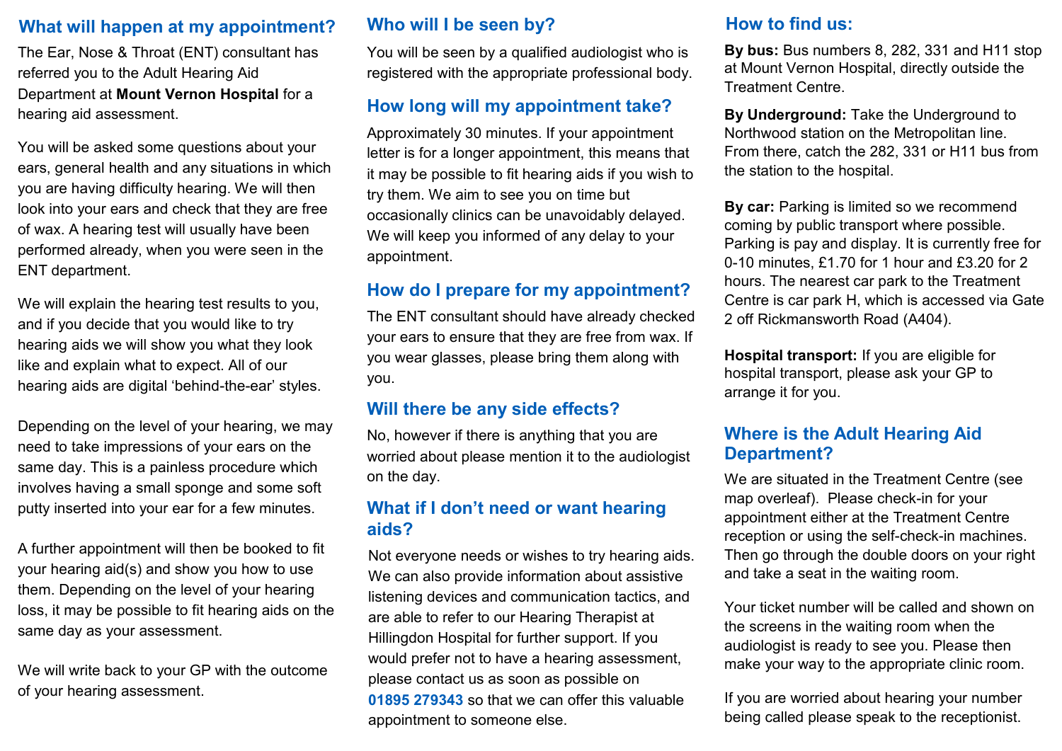## What will happen at my appointment?

The Ear, Nose & Throat (ENT) consultant has referred you to the Adult Hearing Aid Department at **Mount Vernon Hospital** for a hearing aid assessment.

You will be asked some questions about your ears, general health and any situations in which you are having difficulty hearing. We will then look into your ears and check that they are free of wax. A hearing test will usually have been performed already, when you were seen in the ENT department.

We will explain the hearing test results to you, and if you decide that you would like to try hearing aids we will show you what they look like and explain what to expect. All of our hearing aids are digital 'behind-the-ear' styles.

Depending on the level of your hearing, we may need to take impressions of your ears on the same day. This is a painless procedure which involves having a small sponge and some soft putty inserted into your ear for a few minutes.

A further appointment will then be booked to fit your hearing aid(s) and show you how to use them. Depending on the level of your hearing loss, it may be possible to fit hearing aids on the same day as your assessment.

We will write back to your GP with the outcome of your hearing assessment.

## Who will I be seen by?

You will be seen by a qualified audiologist who is registered with the appropriate professional body.

## How long will my appointment take?

Approximately 30 minutes. If your appointment letter is for a longer appointment, this means that it may be possible to fit hearing aids if you wish to try them. We aim to see you on time but occasionally clinics can be unavoidably delayed. We will keep you informed of any delay to your appointment.

## How do I prepare for my appointment?

The ENT consultant should have already checked your ears to ensure that they are free from wax. If you wear glasses, please bring them along with you.

## Will there be any side effects?

No, however if there is anything that you are worried about please mention it to the audiologist on the day.

## What if I don't need or want hearing aids?

Not everyone needs or wishes to try hearing aids. We can also provide information about assistive listening devices and communication tactics, and are able to refer to our Hearing Therapist at Hillingdon Hospital for further support. If you would prefer not to have a hearing assessment, please contact us as soon as possible on **01895 279343** so that we can offer this valuable appointment to someone else.

## How to find us:

**By bus:** Bus numbers 8, 282, 331 and H11 stop at Mount Vernon Hospital, directly outside the Treatment Centre.

**By Underground:** Take the Underground to Northwood station on the Metropolitan line. From there, catch the 282, 331 or H11 bus from the station to the hospital.

**By car:** Parking is limited so we recommend coming by public transport where possible. Parking is pay and display. It is currently free for 0-10 minutes, £1.70 for 1 hour and £3.20 for 2 hours. The nearest car park to the Treatment Centre is car park H, which is accessed via Gate 2 off Rickmansworth Road (A404).

**Hospital transport:** If you are eligible for hospital transport, please ask your GP to arrange it for you.

## Where is the Adult Hearing Aid Department?

We are situated in the Treatment Centre (see map overleaf). Please check-in for your appointment either at the Treatment Centre reception or using the self-check-in machines. Then go through the double doors on your right and take a seat in the waiting room.

Your ticket number will be called and shown on the screens in the waiting room when the audiologist is ready to see you. Please then make your way to the appropriate clinic room.

If you are worried about hearing your number being called please speak to the receptionist.